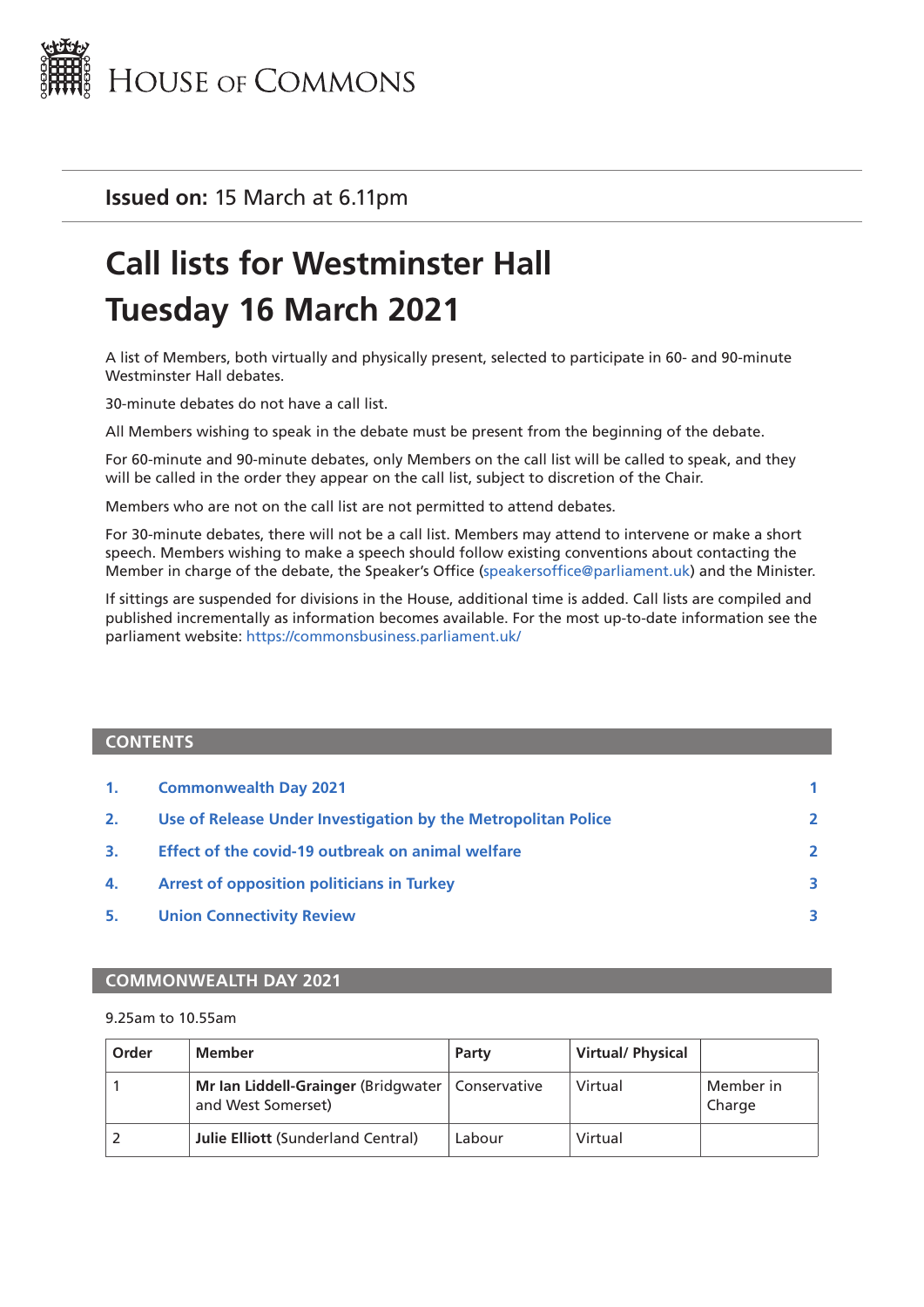# House of Commons

**Issued on:** 15 March at 6.11pm

# Call lists for Westminster Hall
# Tuesday 16 March 2021

A list of Members, both virtually and physically present, selected to participate in 60- and 90-minute Westminster Hall debates.

30-minute debates do not have a call list.

All Members wishing to speak in the debate must be present from the beginning of the debate.

For 60-minute and 90-minute debates, only Members on the call list will be called to speak, and they will be called in the order they appear on the call list, subject to discretion of the Chair.

Members who are not on the call list are not permitted to attend debates.

For 30-minute debates, there will not be a call list. Members may attend to intervene or make a short speech. Members wishing to make a speech should follow existing conventions about contacting the Member in charge of the debate, the Speaker's Office (speakersoffice@parliament.uk) and the Minister.

If sittings are suspended for divisions in the House, additional time is added. Call lists are compiled and published incrementally as information becomes available. For the most up-to-date information see the parliament website: https://commonsbusiness.parliament.uk/

## CONTENTS

| | | |
|---|---|---|
| 1. | Commonwealth Day 2021 | 1 |
| 2. | Use of Release Under Investigation by the Metropolitan Police | 2 |
| 3. | Effect of the covid-19 outbreak on animal welfare | 2 |
| 4. | Arrest of opposition politicians in Turkey | 3 |
| 5. | Union Connectivity Review | 3 |

## COMMONWEALTH DAY 2021

9.25am to 10.55am

| Order | Member | Party | Virtual/ Physical | |
|---|---|---|---|---|
| 1 | **Mr Ian Liddell-Grainger** (Bridgwater and West Somerset) | Conservative | Virtual | Member in Charge |
| 2 | **Julie Elliott** (Sunderland Central) | Labour | Virtual | |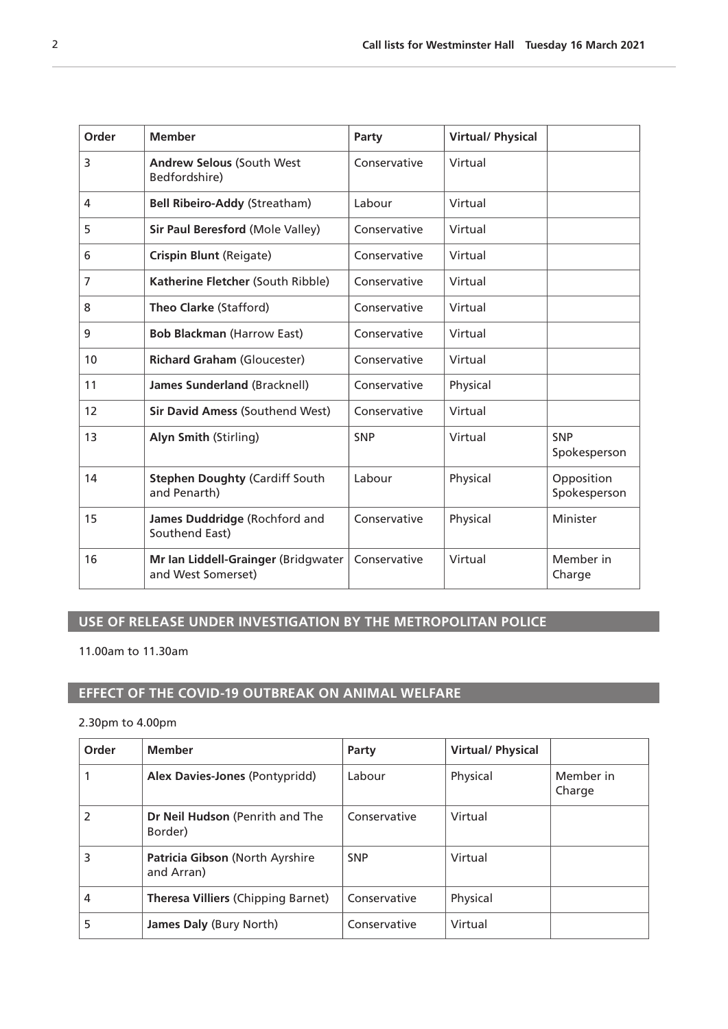| Order | Member | Party | Virtual/ Physical | |
|---|---|---|---|---|
| 3 | **Andrew Selous** (South West Bedfordshire) | Conservative | Virtual | |
| 4 | **Bell Ribeiro-Addy** (Streatham) | Labour | Virtual | |
| 5 | **Sir Paul Beresford** (Mole Valley) | Conservative | Virtual | |
| 6 | **Crispin Blunt** (Reigate) | Conservative | Virtual | |
| 7 | **Katherine Fletcher** (South Ribble) | Conservative | Virtual | |
| 8 | **Theo Clarke** (Stafford) | Conservative | Virtual | |
| 9 | **Bob Blackman** (Harrow East) | Conservative | Virtual | |
| 10 | **Richard Graham** (Gloucester) | Conservative | Virtual | |
| 11 | **James Sunderland** (Bracknell) | Conservative | Physical | |
| 12 | **Sir David Amess** (Southend West) | Conservative | Virtual | |
| 13 | **Alyn Smith** (Stirling) | SNP | Virtual | SNP Spokesperson |
| 14 | **Stephen Doughty** (Cardiff South and Penarth) | Labour | Physical | Opposition Spokesperson |
| 15 | **James Duddridge** (Rochford and Southend East) | Conservative | Physical | Minister |
| 16 | **Mr Ian Liddell-Grainger** (Bridgwater and West Somerset) | Conservative | Virtual | Member in Charge |

## USE OF RELEASE UNDER INVESTIGATION BY THE METROPOLITAN POLICE

11.00am to 11.30am

## EFFECT OF THE COVID-19 OUTBREAK ON ANIMAL WELFARE

2.30pm to 4.00pm

| Order | Member | Party | Virtual/ Physical | |
|---|---|---|---|---|
| 1 | **Alex Davies-Jones** (Pontypridd) | Labour | Physical | Member in Charge |
| 2 | **Dr Neil Hudson** (Penrith and The Border) | Conservative | Virtual | |
| 3 | **Patricia Gibson** (North Ayrshire and Arran) | SNP | Virtual | |
| 4 | **Theresa Villiers** (Chipping Barnet) | Conservative | Physical | |
| 5 | **James Daly** (Bury North) | Conservative | Virtual | |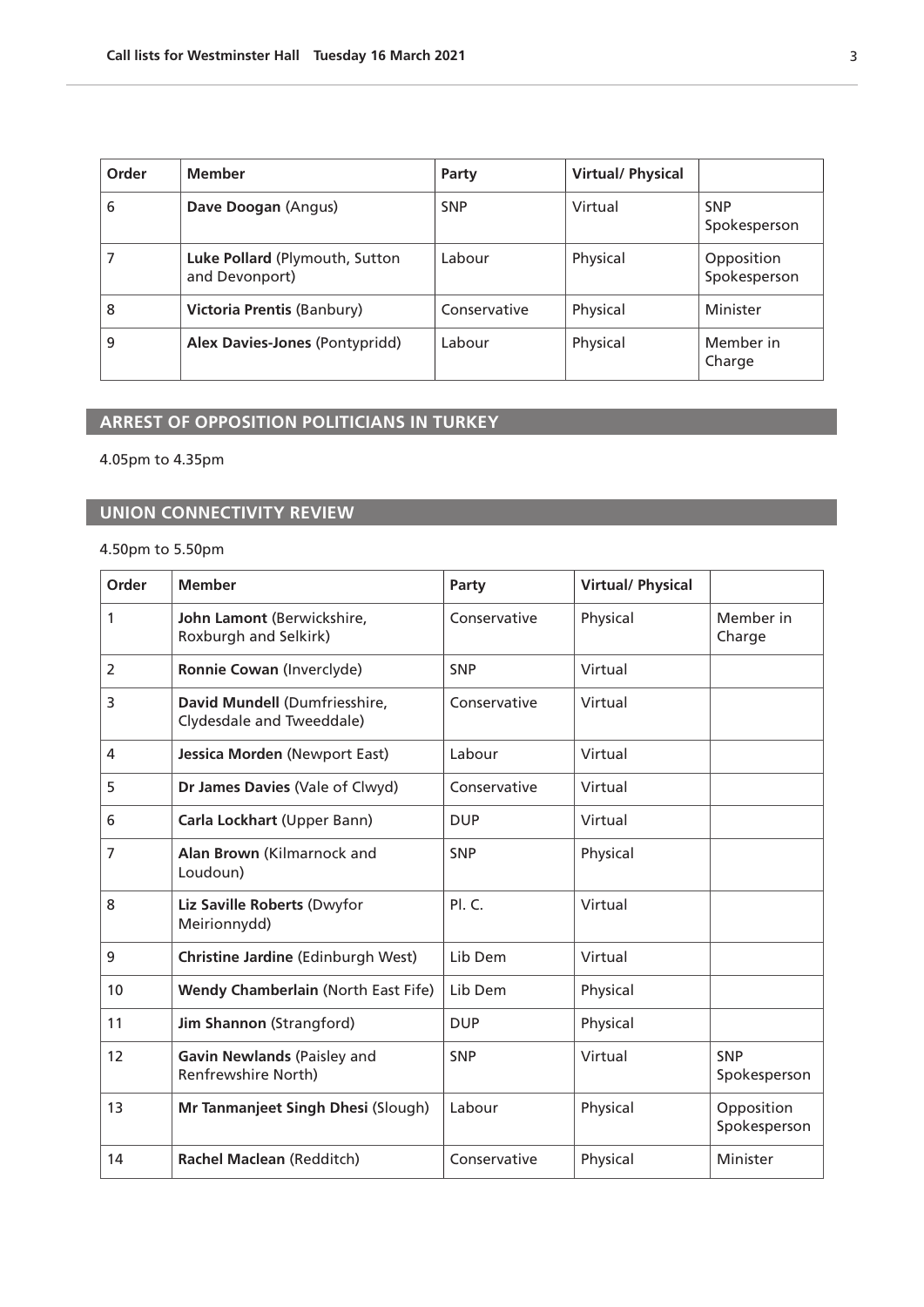| Order | Member | Party | Virtual/ Physical | |
|---|---|---|---|---|
| 6 | **Dave Doogan** (Angus) | SNP | Virtual | SNP Spokesperson |
| 7 | **Luke Pollard** (Plymouth, Sutton and Devonport) | Labour | Physical | Opposition Spokesperson |
| 8 | **Victoria Prentis** (Banbury) | Conservative | Physical | Minister |
| 9 | **Alex Davies-Jones** (Pontypridd) | Labour | Physical | Member in Charge |

## ARREST OF OPPOSITION POLITICIANS IN TURKEY

4.05pm to 4.35pm

## UNION CONNECTIVITY REVIEW

4.50pm to 5.50pm

| Order | Member | Party | Virtual/ Physical | |
|---|---|---|---|---|
| 1 | **John Lamont** (Berwickshire, Roxburgh and Selkirk) | Conservative | Physical | Member in Charge |
| 2 | **Ronnie Cowan** (Inverclyde) | SNP | Virtual | |
| 3 | **David Mundell** (Dumfriesshire, Clydesdale and Tweeddale) | Conservative | Virtual | |
| 4 | **Jessica Morden** (Newport East) | Labour | Virtual | |
| 5 | **Dr James Davies** (Vale of Clwyd) | Conservative | Virtual | |
| 6 | **Carla Lockhart** (Upper Bann) | DUP | Virtual | |
| 7 | **Alan Brown** (Kilmarnock and Loudoun) | SNP | Physical | |
| 8 | **Liz Saville Roberts** (Dwyfor Meirionnydd) | Pl. C. | Virtual | |
| 9 | **Christine Jardine** (Edinburgh West) | Lib Dem | Virtual | |
| 10 | **Wendy Chamberlain** (North East Fife) | Lib Dem | Physical | |
| 11 | **Jim Shannon** (Strangford) | DUP | Physical | |
| 12 | **Gavin Newlands** (Paisley and Renfrewshire North) | SNP | Virtual | SNP Spokesperson |
| 13 | **Mr Tanmanjeet Singh Dhesi** (Slough) | Labour | Physical | Opposition Spokesperson |
| 14 | **Rachel Maclean** (Redditch) | Conservative | Physical | Minister |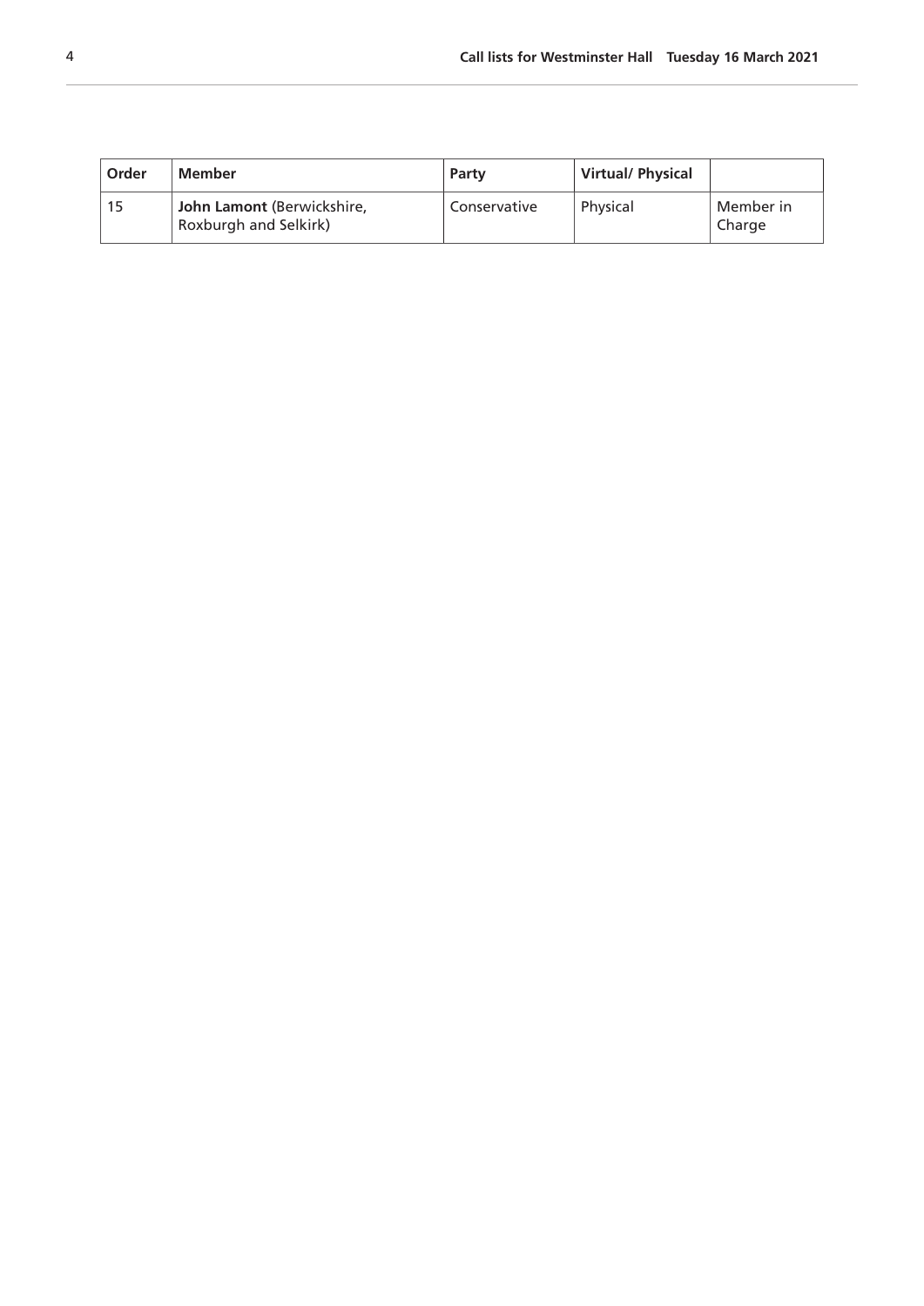| Order | Member | Party | Virtual/ Physical | |
|---|---|---|---|---|
| 15 | **John Lamont** (Berwickshire, Roxburgh and Selkirk) | Conservative | Physical | Member in Charge |